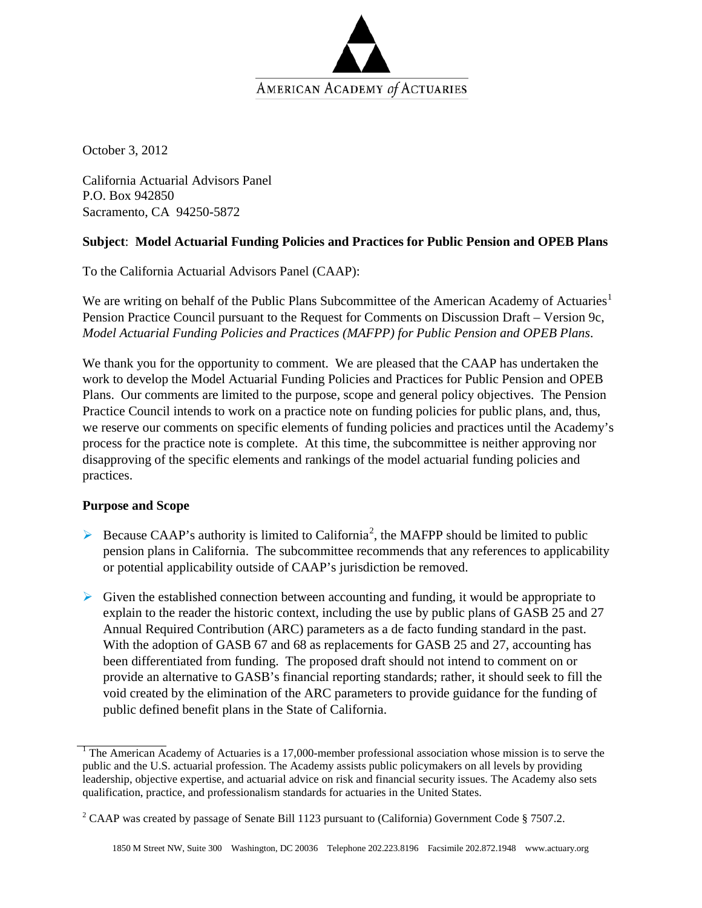AMERICAN ACADEMY *of* ACTUARIES

October 3, 2012

California Actuarial Advisors Panel
P.O. Box 942850
Sacramento, CA 94250-5872

**Subject**: **Model Actuarial Funding Policies and Practices for Public Pension and OPEB Plans**

To the California Actuarial Advisors Panel (CAAP):

We are writing on behalf of the Public Plans Subcommittee of the American Academy of Actuaries[1] Pension Practice Council pursuant to the Request for Comments on Discussion Draft – Version 9c, *Model Actuarial Funding Policies and Practices (MAFPP) for Public Pension and OPEB Plans*.

We thank you for the opportunity to comment. We are pleased that the CAAP has undertaken the work to develop the Model Actuarial Funding Policies and Practices for Public Pension and OPEB Plans. Our comments are limited to the purpose, scope and general policy objectives. The Pension Practice Council intends to work on a practice note on funding policies for public plans, and, thus, we reserve our comments on specific elements of funding policies and practices until the Academy's process for the practice note is complete. At this time, the subcommittee is neither approving nor disapproving of the specific elements and rankings of the model actuarial funding policies and practices.

**Purpose and Scope**

- Because CAAP's authority is limited to California[2], the MAFPP should be limited to public pension plans in California. The subcommittee recommends that any references to applicability or potential applicability outside of CAAP's jurisdiction be removed.
- Given the established connection between accounting and funding, it would be appropriate to explain to the reader the historic context, including the use by public plans of GASB 25 and 27 Annual Required Contribution (ARC) parameters as a de facto funding standard in the past. With the adoption of GASB 67 and 68 as replacements for GASB 25 and 27, accounting has been differentiated from funding. The proposed draft should not intend to comment on or provide an alternative to GASB's financial reporting standards; rather, it should seek to fill the void created by the elimination of the ARC parameters to provide guidance for the funding of public defined benefit plans in the State of California.

[1] The American Academy of Actuaries is a 17,000-member professional association whose mission is to serve the public and the U.S. actuarial profession. The Academy assists public policymakers on all levels by providing leadership, objective expertise, and actuarial advice on risk and financial security issues. The Academy also sets qualification, practice, and professionalism standards for actuaries in the United States.

[2] CAAP was created by passage of Senate Bill 1123 pursuant to (California) Government Code § 7507.2.

1850 M Street NW, Suite 300 Washington, DC 20036 Telephone 202.223.8196 Facsimile 202.872.1948 www.actuary.org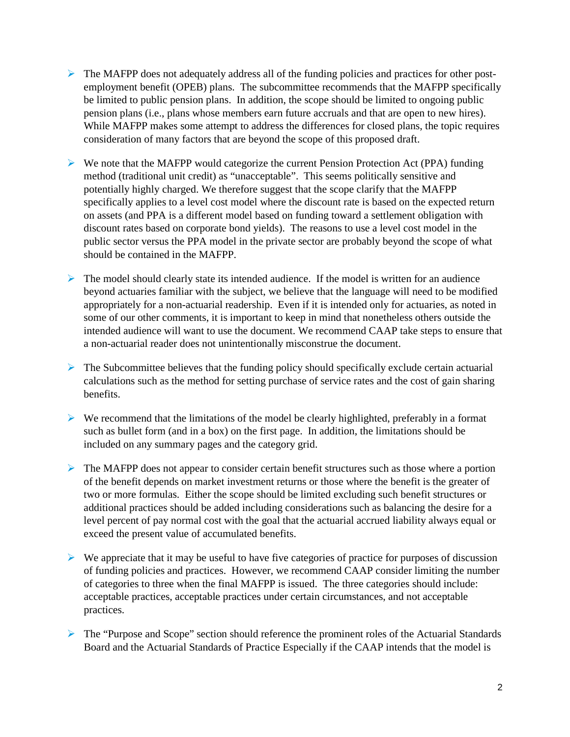- The MAFPP does not adequately address all of the funding policies and practices for other post-employment benefit (OPEB) plans. The subcommittee recommends that the MAFPP specifically be limited to public pension plans. In addition, the scope should be limited to ongoing public pension plans (i.e., plans whose members earn future accruals and that are open to new hires). While MAFPP makes some attempt to address the differences for closed plans, the topic requires consideration of many factors that are beyond the scope of this proposed draft.

- We note that the MAFPP would categorize the current Pension Protection Act (PPA) funding method (traditional unit credit) as "unacceptable". This seems politically sensitive and potentially highly charged. We therefore suggest that the scope clarify that the MAFPP specifically applies to a level cost model where the discount rate is based on the expected return on assets (and PPA is a different model based on funding toward a settlement obligation with discount rates based on corporate bond yields). The reasons to use a level cost model in the public sector versus the PPA model in the private sector are probably beyond the scope of what should be contained in the MAFPP.

- The model should clearly state its intended audience. If the model is written for an audience beyond actuaries familiar with the subject, we believe that the language will need to be modified appropriately for a non-actuarial readership. Even if it is intended only for actuaries, as noted in some of our other comments, it is important to keep in mind that nonetheless others outside the intended audience will want to use the document. We recommend CAAP take steps to ensure that a non-actuarial reader does not unintentionally misconstrue the document.

- The Subcommittee believes that the funding policy should specifically exclude certain actuarial calculations such as the method for setting purchase of service rates and the cost of gain sharing benefits.

- We recommend that the limitations of the model be clearly highlighted, preferably in a format such as bullet form (and in a box) on the first page. In addition, the limitations should be included on any summary pages and the category grid.

- The MAFPP does not appear to consider certain benefit structures such as those where a portion of the benefit depends on market investment returns or those where the benefit is the greater of two or more formulas. Either the scope should be limited excluding such benefit structures or additional practices should be added including considerations such as balancing the desire for a level percent of pay normal cost with the goal that the actuarial accrued liability always equal or exceed the present value of accumulated benefits.

- We appreciate that it may be useful to have five categories of practice for purposes of discussion of funding policies and practices. However, we recommend CAAP consider limiting the number of categories to three when the final MAFPP is issued. The three categories should include: acceptable practices, acceptable practices under certain circumstances, and not acceptable practices.

- The "Purpose and Scope" section should reference the prominent roles of the Actuarial Standards Board and the Actuarial Standards of Practice Especially if the CAAP intends that the model is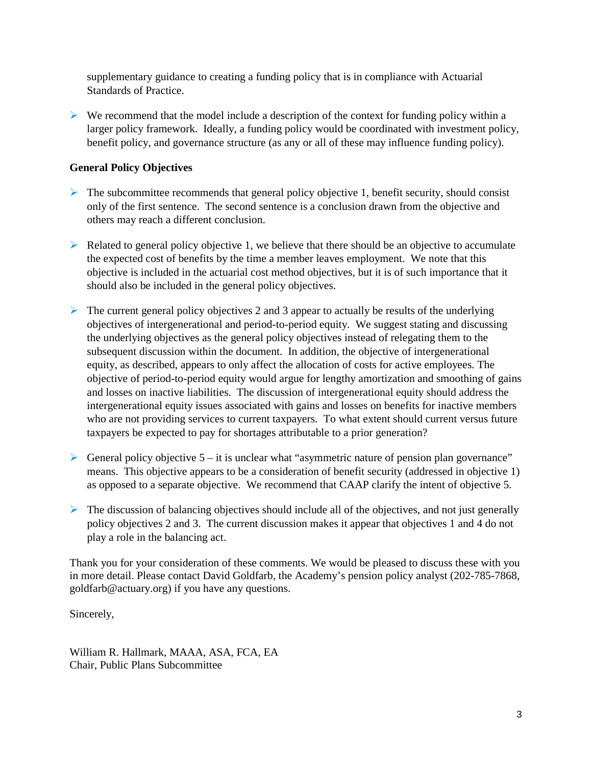supplementary guidance to creating a funding policy that is in compliance with Actuarial Standards of Practice.

- We recommend that the model include a description of the context for funding policy within a larger policy framework. Ideally, a funding policy would be coordinated with investment policy, benefit policy, and governance structure (as any or all of these may influence funding policy).

**General Policy Objectives**

- The subcommittee recommends that general policy objective 1, benefit security, should consist only of the first sentence. The second sentence is a conclusion drawn from the objective and others may reach a different conclusion.

- Related to general policy objective 1, we believe that there should be an objective to accumulate the expected cost of benefits by the time a member leaves employment. We note that this objective is included in the actuarial cost method objectives, but it is of such importance that it should also be included in the general policy objectives.

- The current general policy objectives 2 and 3 appear to actually be results of the underlying objectives of intergenerational and period-to-period equity. We suggest stating and discussing the underlying objectives as the general policy objectives instead of relegating them to the subsequent discussion within the document. In addition, the objective of intergenerational equity, as described, appears to only affect the allocation of costs for active employees. The objective of period-to-period equity would argue for lengthy amortization and smoothing of gains and losses on inactive liabilities. The discussion of intergenerational equity should address the intergenerational equity issues associated with gains and losses on benefits for inactive members who are not providing services to current taxpayers. To what extent should current versus future taxpayers be expected to pay for shortages attributable to a prior generation?

- General policy objective 5 – it is unclear what "asymmetric nature of pension plan governance" means. This objective appears to be a consideration of benefit security (addressed in objective 1) as opposed to a separate objective. We recommend that CAAP clarify the intent of objective 5.

- The discussion of balancing objectives should include all of the objectives, and not just generally policy objectives 2 and 3. The current discussion makes it appear that objectives 1 and 4 do not play a role in the balancing act.

Thank you for your consideration of these comments. We would be pleased to discuss these with you in more detail. Please contact David Goldfarb, the Academy's pension policy analyst (202-785-7868, goldfarb@actuary.org) if you have any questions.

Sincerely,

William R. Hallmark, MAAA, ASA, FCA, EA
Chair, Public Plans Subcommittee